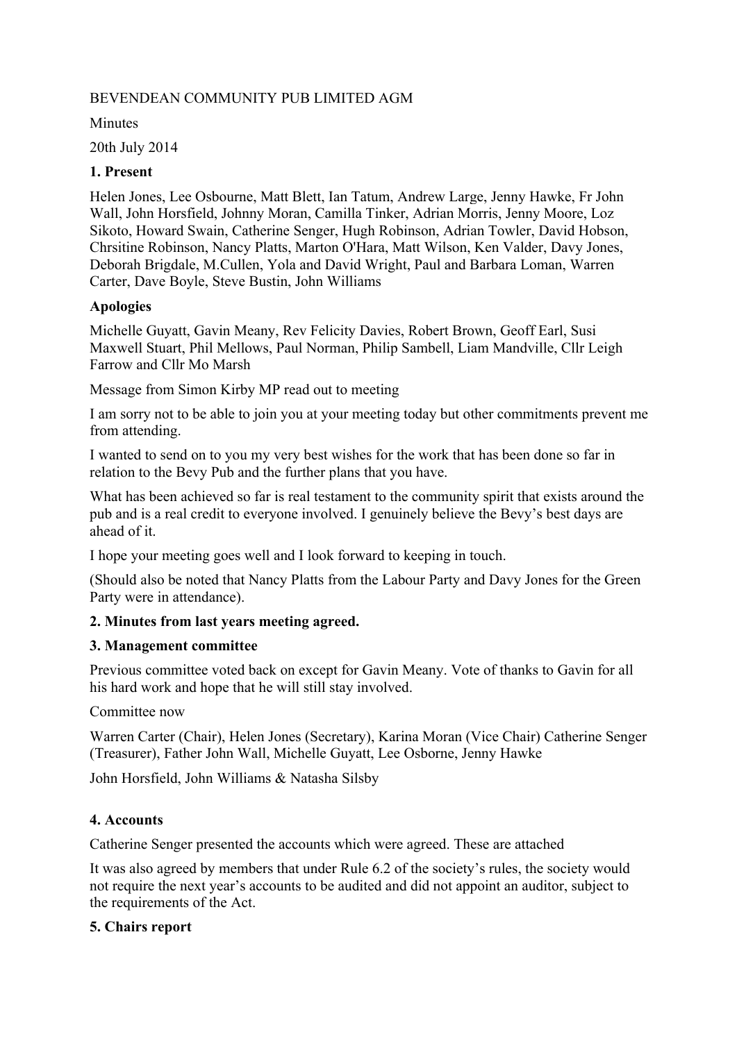BEVENDEAN COMMUNITY PUB LIMITED AGM

Minutes

20th July 2014

## 1. Present

Helen Jones, Lee Osbourne, Matt Blett, Ian Tatum, Andrew Large, Jenny Hawke, Fr John Wall, John Horsfield, Johnny Moran, Camilla Tinker, Adrian Morris, Jenny Moore, Loz Sikoto, Howard Swain, Catherine Senger, Hugh Robinson, Adrian Towler, David Hobson, Chrsitine Robinson, Nancy Platts, Marton O'Hara, Matt Wilson, Ken Valder, Davy Jones, Deborah Brigdale, M.Cullen, Yola and David Wright, Paul and Barbara Loman, Warren Carter, Dave Boyle, Steve Bustin, John Williams

### Apologies

Michelle Guyatt, Gavin Meany, Rev Felicity Davies, Robert Brown, Geoff Earl, Susi Maxwell Stuart, Phil Mellows, Paul Norman, Philip Sambell, Liam Mandville, Cllr Leigh Farrow and Cllr Mo Marsh

Message from Simon Kirby MP read out to meeting

I am sorry not to be able to join you at your meeting today but other commitments prevent me from attending.

I wanted to send on to you my very best wishes for the work that has been done so far in relation to the Bevy Pub and the further plans that you have.

What has been achieved so far is real testament to the community spirit that exists around the pub and is a real credit to everyone involved. I genuinely believe the Bevy's best days are ahead of it.

I hope your meeting goes well and I look forward to keeping in touch.

(Should also be noted that Nancy Platts from the Labour Party and Davy Jones for the Green Party were in attendance).

## 2. Minutes from last years meeting agreed.

## 3. Management committee

Previous committee voted back on except for Gavin Meany. Vote of thanks to Gavin for all his hard work and hope that he will still stay involved.

Committee now

Warren Carter (Chair), Helen Jones (Secretary), Karina Moran (Vice Chair) Catherine Senger (Treasurer), Father John Wall, Michelle Guyatt, Lee Osborne, Jenny Hawke

John Horsfield, John Williams & Natasha Silsby

## 4. Accounts

Catherine Senger presented the accounts which were agreed. These are attached

It was also agreed by members that under Rule 6.2 of the society's rules, the society would not require the next year's accounts to be audited and did not appoint an auditor, subject to the requirements of the Act.

## 5. Chairs report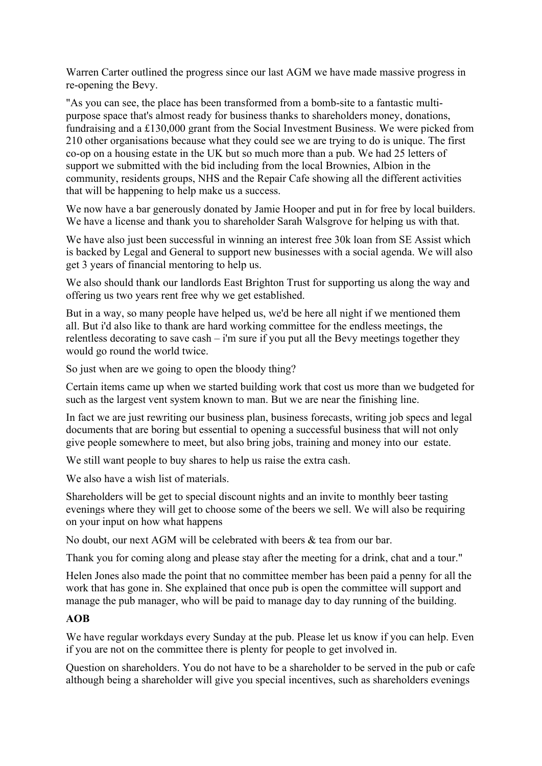Warren Carter outlined the progress since our last AGM we have made massive progress in re-opening the Bevy.

"As you can see, the place has been transformed from a bomb-site to a fantastic multi-purpose space that's almost ready for business thanks to shareholders money, donations, fundraising and a £130,000 grant from the Social Investment Business. We were picked from 210 other organisations because what they could see we are trying to do is unique. The first co-op on a housing estate in the UK but so much more than a pub. We had 25 letters of support we submitted with the bid including from the local Brownies, Albion in the community, residents groups, NHS and the Repair Cafe showing all the different activities that will be happening to help make us a success.

We now have a bar generously donated by Jamie Hooper and put in for free by local builders. We have a license and thank you to shareholder Sarah Walsgrove for helping us with that.

We have also just been successful in winning an interest free 30k loan from SE Assist which is backed by Legal and General to support new businesses with a social agenda. We will also get 3 years of financial mentoring to help us.

We also should thank our landlords East Brighton Trust for supporting us along the way and offering us two years rent free why we get established.

But in a way, so many people have helped us, we'd be here all night if we mentioned them all. But i'd also like to thank are hard working committee for the endless meetings, the relentless decorating to save cash – i'm sure if you put all the Bevy meetings together they would go round the world twice.

So just when are we going to open the bloody thing?

Certain items came up when we started building work that cost us more than we budgeted for such as the largest vent system known to man. But we are near the finishing line.

In fact we are just rewriting our business plan, business forecasts, writing job specs and legal documents that are boring but essential to opening a successful business that will not only give people somewhere to meet, but also bring jobs, training and money into our estate.

We still want people to buy shares to help us raise the extra cash.

We also have a wish list of materials.

Shareholders will be get to special discount nights and an invite to monthly beer tasting evenings where they will get to choose some of the beers we sell. We will also be requiring on your input on how what happens

No doubt, our next AGM will be celebrated with beers & tea from our bar.

Thank you for coming along and please stay after the meeting for a drink, chat and a tour."

Helen Jones also made the point that no committee member has been paid a penny for all the work that has gone in. She explained that once pub is open the committee will support and manage the pub manager, who will be paid to manage day to day running of the building.

**AOB**

We have regular workdays every Sunday at the pub. Please let us know if you can help. Even if you are not on the committee there is plenty for people to get involved in.

Question on shareholders. You do not have to be a shareholder to be served in the pub or cafe although being a shareholder will give you special incentives, such as shareholders evenings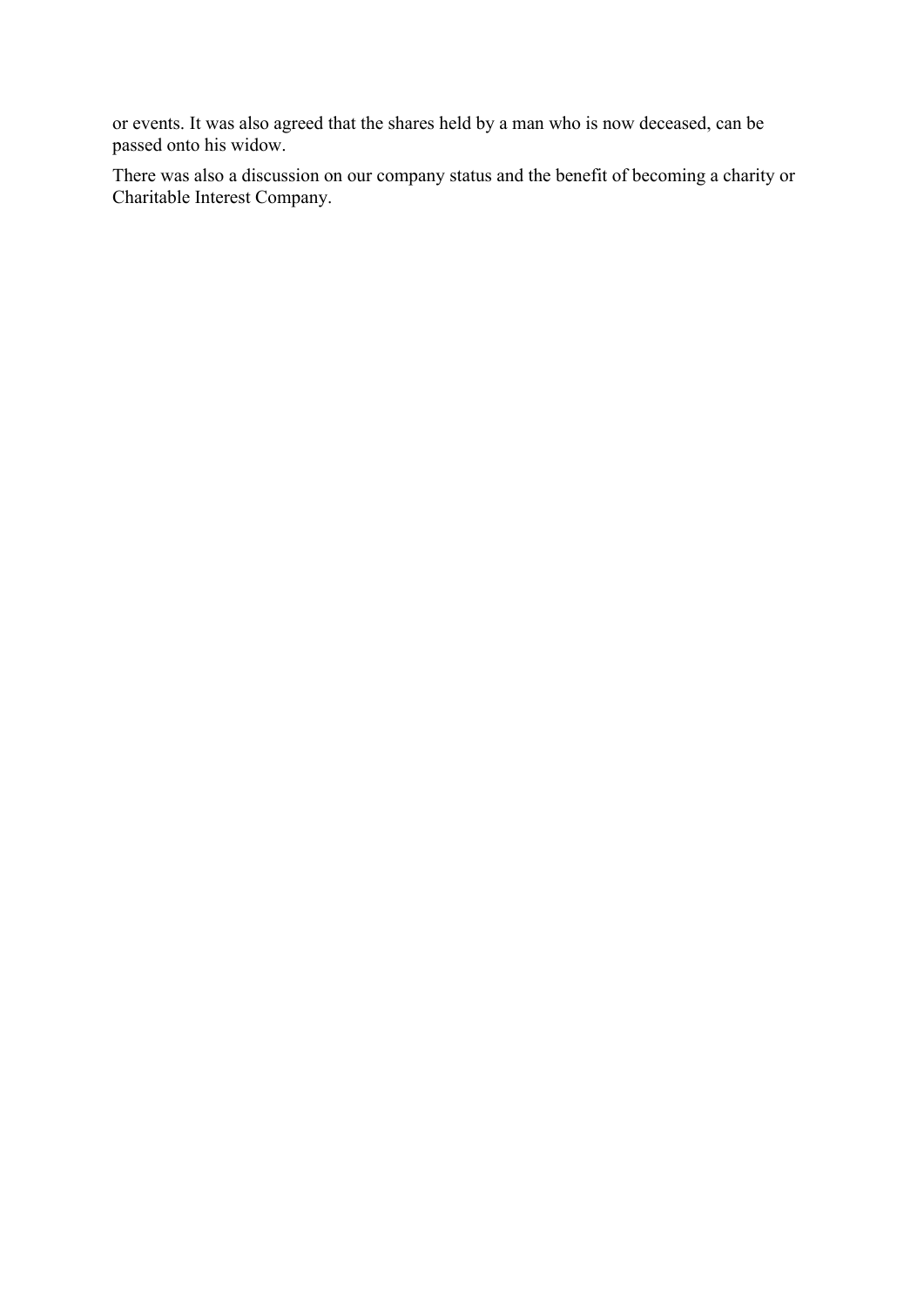or events. It was also agreed that the shares held by a man who is now deceased, can be passed onto his widow.

There was also a discussion on our company status and the benefit of becoming a charity or Charitable Interest Company.